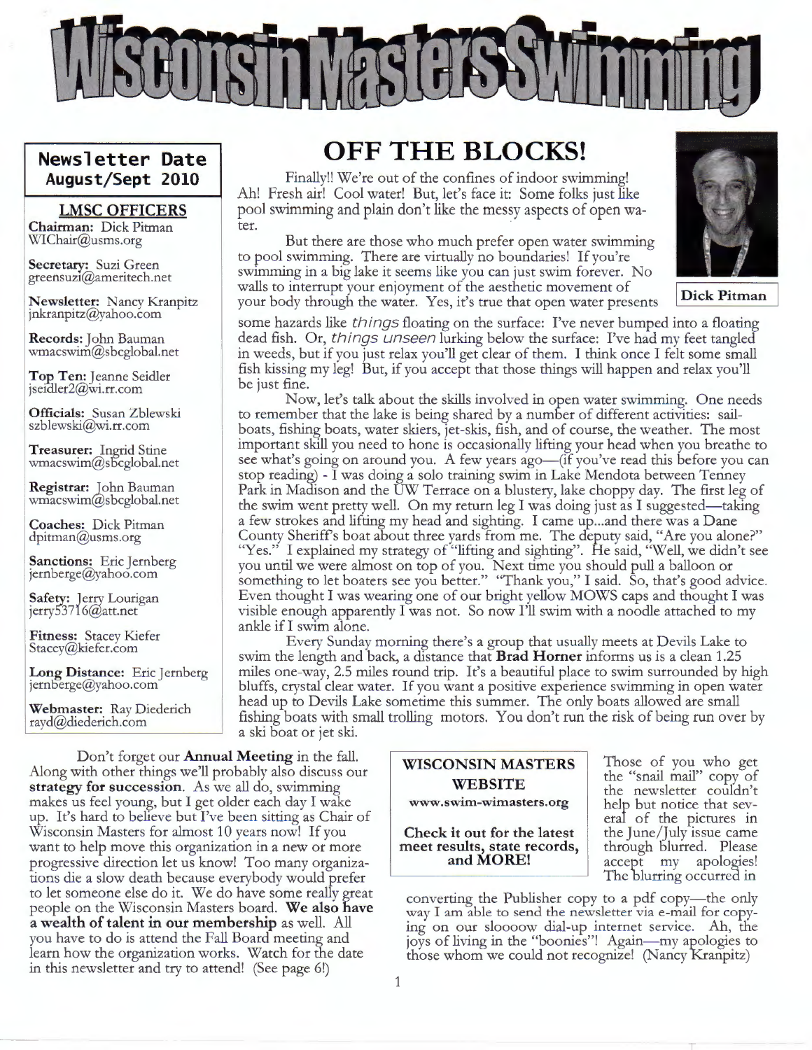# Wisconsin Masters Swimming

**Newsletter Date**
**August/Sept 2010**

**LMSC OFFICERS**

**Chairman:** Dick Pitman
WIChair@usms.org

**Secretary:** Suzi Green
greensuzi@ameritech.net

**Newsletter:** Nancy Kranpitz
jnkranpitz@yahoo.com

**Records:** John Bauman
wmacswim@sbcglobal.net

**Top Ten:** Jeanne Seidler
jseidler2@wi.rr.com

**Officials:** Susan Zblewski
szblewski@wi.rr.com

**Treasurer:** Ingrid Stine
wmacswim@sbcglobal.net

**Registrar:** John Bauman
wmacswim@sbcglobal.net

**Coaches:** Dick Pitman
dpitman@usms.org

**Sanctions:** Eric Jernberg
jernberge@yahoo.com

**Safety:** Jerry Lourigan
jerry53716@att.net

**Fitness:** Stacey Kiefer
Stacey@kiefer.com

**Long Distance:** Eric Jernberg
jernberge@yahoo.com

**Webmaster:** Ray Diederich
rayd@diederich.com

## OFF THE BLOCKS!

Finally!! We're out of the confines of indoor swimming! Ah! Fresh air! Cool water! But, let's face it: Some folks just like pool swimming and plain don't like the messy aspects of open water.

But there are those who much prefer open water swimming to pool swimming. There are virtually no boundaries! If you're swimming in a big lake it seems like you can just swim forever. No walls to interrupt your enjoyment of the aesthetic movement of your body through the water. Yes, it's true that open water presents some hazards like *things* floating on the surface: I've never bumped into a floating dead fish. Or, *things unseen* lurking below the surface: I've had my feet tangled in weeds, but if you just relax you'll get clear of them. I think once I felt some small fish kissing my leg! But, if you accept that those things will happen and relax you'll be just fine.

**Dick Pitman**

Now, let's talk about the skills involved in open water swimming. One needs to remember that the lake is being shared by a number of different activities: sailboats, fishing boats, water skiers, jet-skis, fish, and of course, the weather. The most important skill you need to hone is occasionally lifting your head when you breathe to see what's going on around you. A few years ago—(if you've read this before you can stop reading) - I was doing a solo training swim in Lake Mendota between Tenney Park in Madison and the UW Terrace on a blustery, lake choppy day. The first leg of the swim went pretty well. On my return leg I was doing just as I suggested—taking a few strokes and lifting my head and sighting. I came up...and there was a Dane County Sheriff's boat about three yards from me. The deputy said, "Are you alone?" "Yes." I explained my strategy of "lifting and sighting". He said, "Well, we didn't see you until we were almost on top of you. Next time you should pull a balloon or something to let boaters see you better." "Thank you," I said. So, that's good advice. Even thought I was wearing one of our bright yellow MOWS caps and thought I was visible enough apparently I was not. So now I'll swim with a noodle attached to my ankle if I swim alone.

Every Sunday morning there's a group that usually meets at Devils Lake to swim the length and back, a distance that **Brad Horner** informs us is a clean 1.25 miles one-way, 2.5 miles round trip. It's a beautiful place to swim surrounded by high bluffs, crystal clear water. If you want a positive experience swimming in open water head up to Devils Lake sometime this summer. The only boats allowed are small fishing boats with small trolling motors. You don't run the risk of being run over by a ski boat or jet ski.

Don't forget our **Annual Meeting** in the fall. Along with other things we'll probably also discuss our **strategy for succession**. As we all do, swimming makes us feel young, but I get older each day I wake up. It's hard to believe but I've been sitting as Chair of Wisconsin Masters for almost 10 years now! If you want to help move this organization in a new or more progressive direction let us know! Too many organizations die a slow death because everybody would prefer to let someone else do it. We do have some really great people on the Wisconsin Masters board. **We also have a wealth of talent in our membership** as well. All you have to do is attend the Fall Board meeting and learn how the organization works. Watch for the date in this newsletter and try to attend! (See page 6!)

**WISCONSIN MASTERS WEBSITE**
**www.swim-wimasters.org**

**Check it out for the latest meet results, state records, and MORE!**

Those of you who get the "snail mail" copy of the newsletter couldn't help but notice that several of the pictures in the June/July issue came through blurred. Please accept my apologies! The blurring occurred in converting the Publisher copy to a pdf copy—the only way I am able to send the newsletter via e-mail for copying on our sloooow dial-up internet service. Ah, the joys of living in the "boonies"! Again—my apologies to those whom we could not recognize! (Nancy Kranpitz)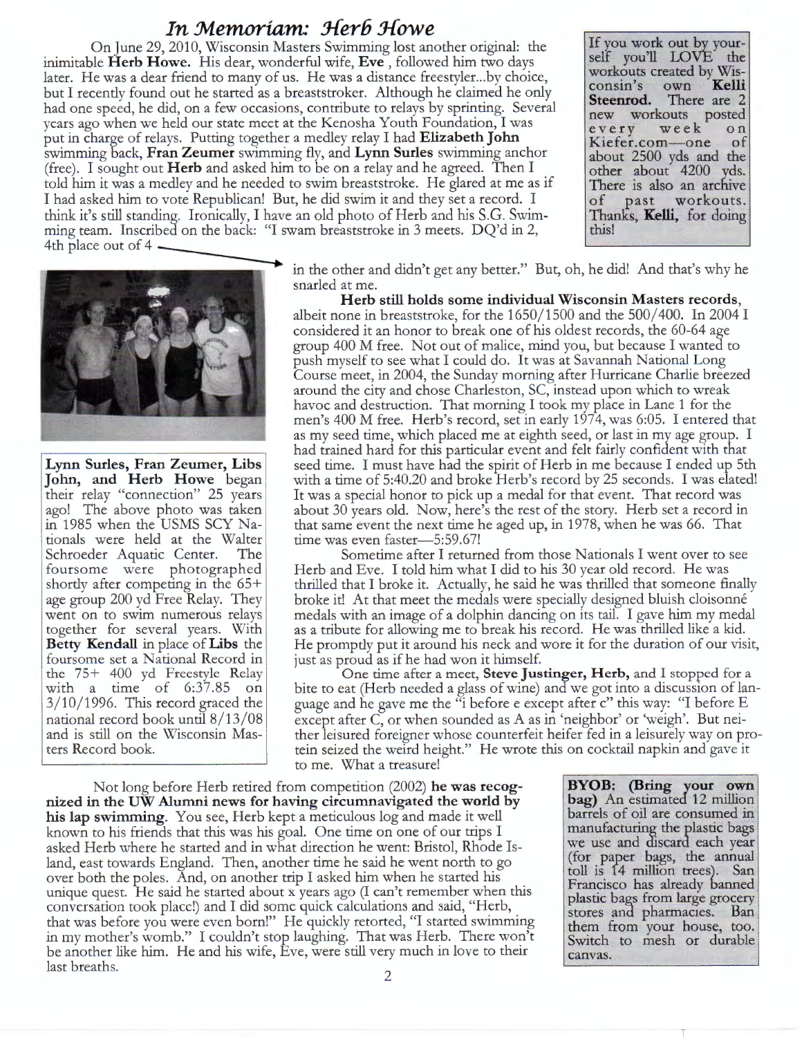# *In Memoriam: Herb Howe*

On June 29, 2010, Wisconsin Masters Swimming lost another original: the inimitable **Herb Howe.** His dear, wonderful wife, **Eve** , followed him two days later. He was a dear friend to many of us. He was a distance freestyler...by choice, but I recently found out he started as a breaststroker. Although he claimed he only had one speed, he did, on a few occasions, contribute to relays by sprinting. Several years ago when we held our state meet at the Kenosha Youth Foundation, I was put in charge of relays. Putting together a medley relay I had **Elizabeth John** swimming back, **Fran Zeumer** swimming fly, and **Lynn Surles** swimming anchor (free). I sought out **Herb** and asked him to be on a relay and he agreed. Then I told him it was a medley and he needed to swim breaststroke. He glared at me as if I had asked him to vote Republican! But, he did swim it and they set a record. I think it's still standing. Ironically, I have an old photo of Herb and his S.G. Swimming team. Inscribed on the back: "I swam breaststroke in 3 meets. DQ'd in 2, 4th place out of 4 in the other and didn't get any better." But, oh, he did! And that's why he snarled at me.

**Herb still holds some individual Wisconsin Masters records**, albeit none in breaststroke, for the 1650/1500 and the 500/400. In 2004 I considered it an honor to break one of his oldest records, the 60-64 age group 400 M free. Not out of malice, mind you, but because I wanted to push myself to see what I could do. It was at Savannah National Long Course meet, in 2004, the Sunday morning after Hurricane Charlie breezed around the city and chose Charleston, SC, instead upon which to wreak havoc and destruction. That morning I took my place in Lane 1 for the men's 400 M free. Herb's record, set in early 1974, was 6:05. I entered that as my seed time, which placed me at eighth seed, or last in my age group. I had trained hard for this particular event and felt fairly confident with that seed time. I must have had the spirit of Herb in me because I ended up 5th with a time of 5:40.20 and broke Herb's record by 25 seconds. I was elated! It was a special honor to pick up a medal for that event. That record was about 30 years old. Now, here's the rest of the story. Herb set a record in that same event the next time he aged up, in 1978, when he was 66. That time was even faster—5:59.67!

Sometime after I returned from those Nationals I went over to see Herb and Eve. I told him what I did to his 30 year old record. He was thrilled that I broke it. Actually, he said he was thrilled that someone finally broke it! At that meet the medals were specially designed bluish cloisonné medals with an image of a dolphin dancing on its tail. I gave him my medal as a tribute for allowing me to break his record. He was thrilled like a kid. He promptly put it around his neck and wore it for the duration of our visit, just as proud as if he had won it himself.

One time after a meet, **Steve Justinger, Herb,** and I stopped for a bite to eat (Herb needed a glass of wine) and we got into a discussion of language and he gave me the "i before e except after c" this way: "I before E except after C, or when sounded as A as in 'neighbor' or 'weigh'. But neither leisured foreigner whose counterfeit heifer fed in a leisurely way on protein seized the weird height." He wrote this on cocktail napkin and gave it to me. What a treasure!

Not long before Herb retired from competition (2002) **he was recognized in the UW Alumni news for having circumnavigated the world by his lap swimming**. You see, Herb kept a meticulous log and made it well known to his friends that this was his goal. One time on one of our trips I asked Herb where he started and in what direction he went: Bristol, Rhode Island, east towards England. Then, another time he said he went north to go over both the poles. And, on another trip I asked him when he started his unique quest. He said he started about x years ago (I can't remember when this conversation took place!) and I did some quick calculations and said, "Herb, that was before you were even born!" He quickly retorted, "I started swimming in my mother's womb." I couldn't stop laughing. That was Herb. There won't be another like him. He and his wife, Eve, were still very much in love to their last breaths.

**Lynn Surles, Fran Zeumer, Libs John, and Herb Howe** began their relay "connection" 25 years ago! The above photo was taken in 1985 when the USMS SCY Nationals were held at the Walter Schroeder Aquatic Center. The foursome were photographed shortly after competing in the 65+ age group 200 yd Free Relay. They went on to swim numerous relays together for several years. With **Betty Kendall** in place of **Libs** the foursome set a National Record in the 75+ 400 yd Freestyle Relay with a time of 6:37.85 on 3/10/1996. This record graced the national record book until 8/13/08 and is still on the Wisconsin Masters Record book.

---

If you work out by yourself you'll LOVE the workouts created by Wisconsin's own **Kelli Steenrod.** There are 2 new workouts posted every week on Kiefer.com—one of about 2500 yds and the other about 4200 yds. There is also an archive of past workouts. Thanks, **Kelli,** for doing this!

---

**BYOB: (Bring your own bag)** An estimated 12 million barrels of oil are consumed in manufacturing the plastic bags we use and discard each year (for paper bags, the annual toll is 14 million trees). San Francisco has already banned plastic bags from large grocery stores and pharmacies. Ban them from your house, too. Switch to mesh or durable canvas.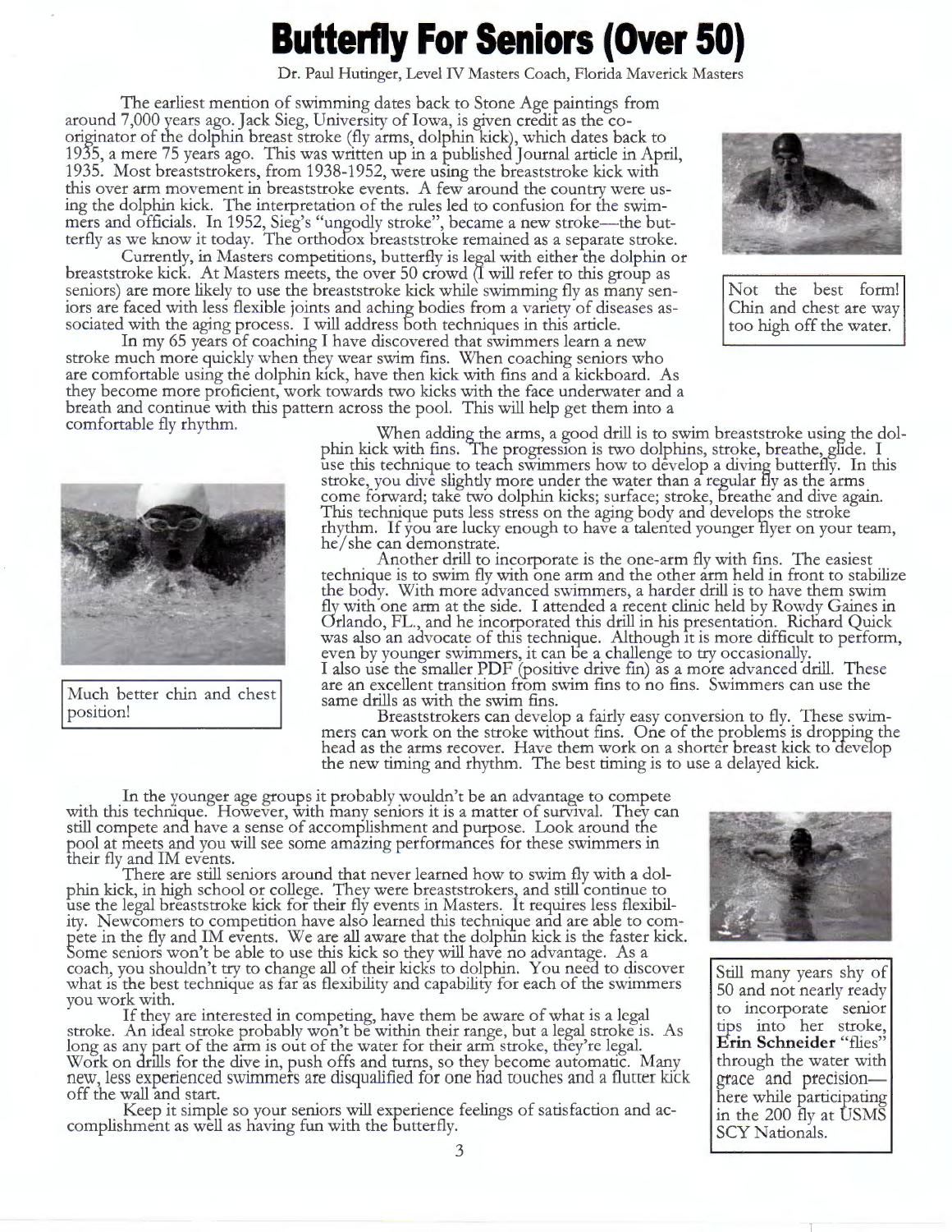# Butterfly For Seniors (Over 50)

Dr. Paul Hutinger, Level IV Masters Coach, Florida Maverick Masters

The earliest mention of swimming dates back to Stone Age paintings from around 7,000 years ago. Jack Sieg, University of Iowa, is given credit as the co-originator of the dolphin breast stroke (fly arms, dolphin kick), which dates back to 1935, a mere 75 years ago. This was written up in a published Journal article in April, 1935. Most breaststrokers, from 1938-1952, were using the breaststroke kick with this over arm movement in breaststroke events. A few around the country were using the dolphin kick. The interpretation of the rules led to confusion for the swimmers and officials. In 1952, Sieg's "ungodly stroke", became a new stroke—the butterfly as we know it today. The orthodox breaststroke remained as a separate stroke.

Currently, in Masters competitions, butterfly is legal with either the dolphin or breaststroke kick. At Masters meets, the over 50 crowd (I will refer to this group as seniors) are more likely to use the breaststroke kick while swimming fly as many seniors are faced with less flexible joints and aching bodies from a variety of diseases associated with the aging process. I will address both techniques in this article.

In my 65 years of coaching I have discovered that swimmers learn a new stroke much more quickly when they wear swim fins. When coaching seniors who are comfortable using the dolphin kick, have then kick with fins and a kickboard. As they become more proficient, work towards two kicks with the face underwater and a breath and continue with this pattern across the pool. This will help get them into a comfortable fly rhythm.

Not the best form! Chin and chest are way too high off the water.

When adding the arms, a good drill is to swim breaststroke using the dolphin kick with fins. The progression is two dolphins, stroke, breathe, glide. I use this technique to teach swimmers how to develop a diving butterfly. In this stroke, you dive slightly more under the water than a regular fly as the arms come forward; take two dolphin kicks; surface; stroke, breathe and dive again. This technique puts less stress on the aging body and develops the stroke rhythm. If you are lucky enough to have a talented younger flyer on your team, he/she can demonstrate.

Another drill to incorporate is the one-arm fly with fins. The easiest technique is to swim fly with one arm and the other arm held in front to stabilize the body. With more advanced swimmers, a harder drill is to have them swim fly with one arm at the side. I attended a recent clinic held by Rowdy Gaines in Orlando, FL., and he incorporated this drill in his presentation. Richard Quick was also an advocate of this technique. Although it is more difficult to perform, even by younger swimmers, it can be a challenge to try occasionally.
I also use the smaller PDF (positive drive fin) as a more advanced drill. These are an excellent transition from swim fins to no fins. Swimmers can use the same drills as with the swim fins.

Much better chin and chest position!

Breaststrokers can develop a fairly easy conversion to fly. These swimmers can work on the stroke without fins. One of the problems is dropping the head as the arms recover. Have them work on a shorter breast kick to develop the new timing and rhythm. The best timing is to use a delayed kick.

In the younger age groups it probably wouldn't be an advantage to compete with this technique. However, with many seniors it is a matter of survival. They can still compete and have a sense of accomplishment and purpose. Look around the pool at meets and you will see some amazing performances for these swimmers in their fly and IM events.

There are still seniors around that never learned how to swim fly with a dolphin kick, in high school or college. They were breaststrokers, and still continue to use the legal breaststroke kick for their fly events in Masters. It requires less flexibility. Newcomers to competition have also learned this technique and are able to compete in the fly and IM events. We are all aware that the dolphin kick is the faster kick. Some seniors won't be able to use this kick so they will have no advantage. As a coach, you shouldn't try to change all of their kicks to dolphin. You need to discover what is the best technique as far as flexibility and capability for each of the swimmers you work with.

If they are interested in competing, have them be aware of what is a legal stroke. An ideal stroke probably won't be within their range, but a legal stroke is. As long as any part of the arm is out of the water for their arm stroke, they're legal. Work on drills for the dive in, push offs and turns, so they become automatic. Many new, less experienced swimmers are disqualified for one had touches and a flutter kick off the wall and start.

Keep it simple so your seniors will experience feelings of satisfaction and accomplishment as well as having fun with the butterfly.

Still many years shy of 50 and not nearly ready to incorporate senior tips into her stroke, **Erin Schneider** "flies" through the water with grace and precision—here while participating in the 200 fly at USMS SCY Nationals.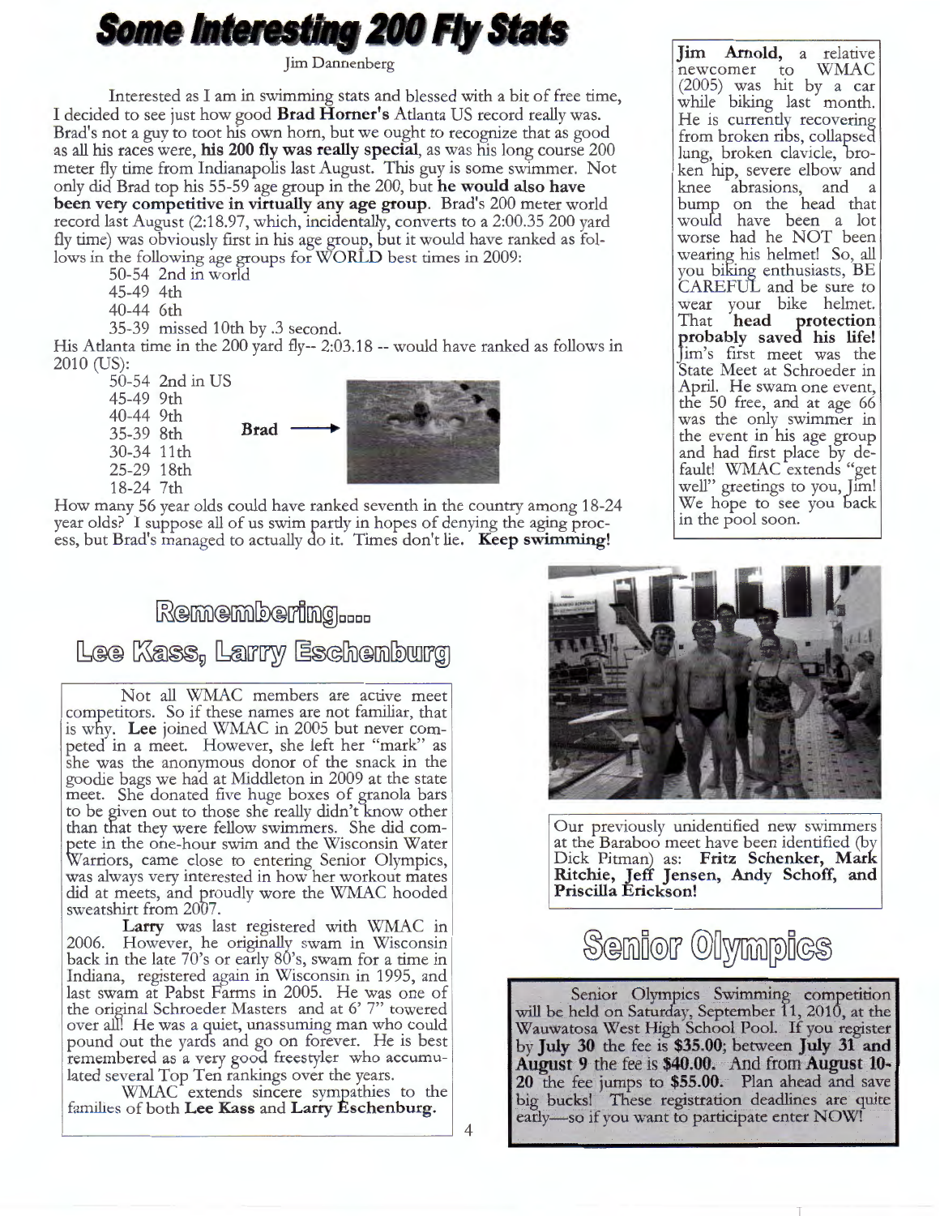# Some Interesting 200 Fly Stats

Jim Dannenberg

Interested as I am in swimming stats and blessed with a bit of free time, I decided to see just how good **Brad Horner's** Atlanta US record really was. Brad's not a guy to toot his own horn, but we ought to recognize that as good as all his races were, **his 200 fly was really special**, as was his long course 200 meter fly time from Indianapolis last August. This guy is some swimmer. Not only did Brad top his 55-59 age group in the 200, but **he would also have been very competitive in virtually any age group**. Brad's 200 meter world record last August (2:18.97, which, incidentally, converts to a 2:00.35 200 yard fly time) was obviously first in his age group, but it would have ranked as follows in the following age groups for WORLD best times in 2009:

- 50-54 2nd in world
- 45-49 4th
- 40-44 6th
- 35-39 missed 10th by .3 second.

His Atlanta time in the 200 yard fly-- 2:03.18 -- would have ranked as follows in 2010 (US):

- 50-54 2nd in US
- 45-49 9th
- 40-44 9th
- 35-39 8th
- 30-34 11th
- 25-29 18th
- 18-24 7th

**Brad** →

How many 56 year olds could have ranked seventh in the country among 18-24 year olds? I suppose all of us swim partly in hopes of denying the aging process, but Brad's managed to actually do it. Times don't lie. **Keep swimming!**

**Jim Arnold,** a relative newcomer to WMAC (2005) was hit by a car while biking last month. He is currently recovering from broken ribs, collapsed lung, broken clavicle, broken hip, severe elbow and knee abrasions, and a bump on the head that would have been a lot worse had he NOT been wearing his helmet! So, all you biking enthusiasts, BE CAREFUL and be sure to wear your bike helmet. That **head protection probably saved his life!** Jim's first meet was the State Meet at Schroeder in April. He swam one event, the 50 free, and at age 66 was the only swimmer in the event in his age group and had first place by default! WMAC extends "get well" greetings to you, Jim! We hope to see you back in the pool soon.

## Remembering....

## Lee Kass, Larry Eschenburg

Not all WMAC members are active meet competitors. So if these names are not familiar, that is why. **Lee** joined WMAC in 2005 but never competed in a meet. However, she left her "mark" as she was the anonymous donor of the snack in the goodie bags we had at Middleton in 2009 at the state meet. She donated five huge boxes of granola bars to be given out to those she really didn't know other than that they were fellow swimmers. She did compete in the one-hour swim and the Wisconsin Water Warriors, came close to entering Senior Olympics, was always very interested in how her workout mates did at meets, and proudly wore the WMAC hooded sweatshirt from 2007.

**Larry** was last registered with WMAC in 2006. However, he originally swam in Wisconsin back in the late 70's or early 80's, swam for a time in Indiana, registered again in Wisconsin in 1995, and last swam at Pabst Farms in 2005. He was one of the original Schroeder Masters and at 6' 7" towered over all! He was a quiet, unassuming man who could pound out the yards and go on forever. He is best remembered as a very good freestyler who accumulated several Top Ten rankings over the years.

WMAC extends sincere sympathies to the families of both **Lee Kass** and **Larry Eschenburg.**

Our previously unidentified new swimmers at the Baraboo meet have been identified (by Dick Pitman) as: **Fritz Schenker, Mark Ritchie, Jeff Jensen, Andy Schoff, and Priscilla Erickson!**

## Senior Olympics

Senior Olympics Swimming competition will be held on Saturday, September 11, 2010, at the Wauwatosa West High School Pool. If you register by **July 30** the fee is **$35.00**; between **July 31 and August 9** the fee is **$40.00.** And from **August 10-20** the fee jumps to **$55.00.** Plan ahead and save big bucks! These registration deadlines are quite early—so if you want to participate enter NOW!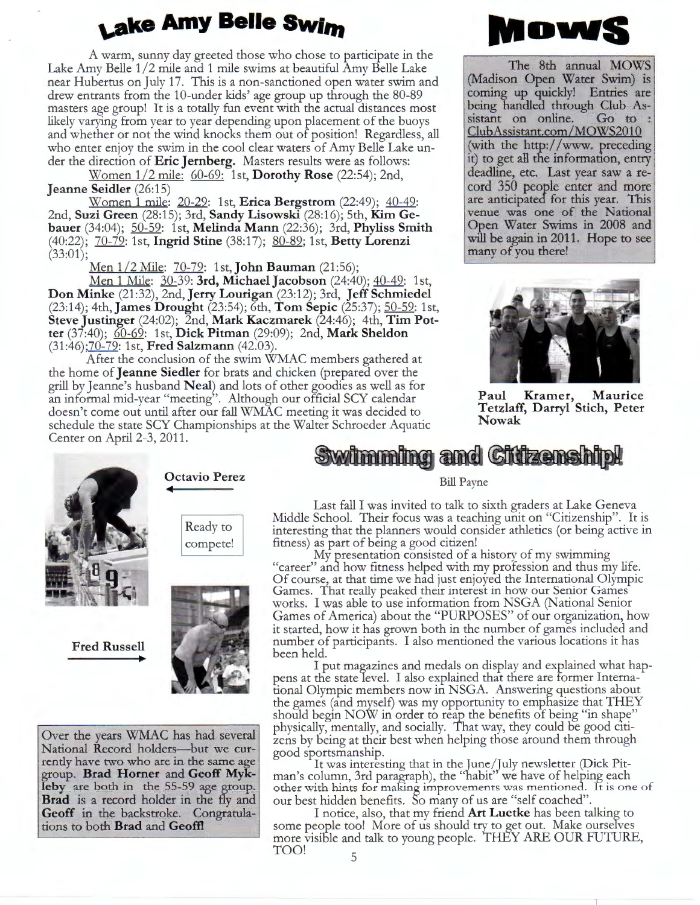# Lake Amy Belle Swim

A warm, sunny day greeted those who chose to participate in the Lake Amy Belle 1/2 mile and 1 mile swims at beautiful Amy Belle Lake near Hubertus on July 17. This is a non-sanctioned open water swim and drew entrants from the 10-under kids' age group up through the 80-89 masters age group! It is a totally fun event with the actual distances most likely varying from year to year depending upon placement of the buoys and whether or not the wind knocks them out of position! Regardless, all who enter enjoy the swim in the cool clear waters of Amy Belle Lake under the direction of **Eric Jernberg.** Masters results were as follows:

Women 1/2 mile: 60-69: 1st, **Dorothy Rose** (22:54); 2nd, **Jeanne Seidler** (26:15)

Women 1 mile: 20-29: 1st, **Erica Bergstrom** (22:49); 40-49: 2nd, **Suzi Green** (28:15); 3rd, **Sandy Lisowski** (28:16); 5th, **Kim Gebauer** (34:04); 50-59: 1st, **Melinda Mann** (22:36); 3rd, **Phyliss Smith** (40:22); 70-79: 1st, **Ingrid Stine** (38:17); 80-89: 1st, **Betty Lorenzi** (33:01);

Men 1/2 Mile: 70-79: 1st, **John Bauman** (21:56);

Men 1 Mile: 30-39: **3rd, Michael Jacobson** (24:40); 40-49: 1st, **Don Minke** (21:32), 2nd, **Jerry Lourigan** (23:12); 3rd, **Jeff Schmiedel** (23:14); 4th, **James Drought** (23:54); 6th, **Tom Sepic** (25:37); 50-59: 1st, **Steve Justinger** (24:02); 2nd, **Mark Kaczmarek** (24:46); 4th, **Tim Potter** (37:40); 60-69: 1st, **Dick Pitman** (29:09); 2nd, **Mark Sheldon** (31:46);70-79: 1st, **Fred Salzmann** (42.03).

After the conclusion of the swim WMAC members gathered at the home of **Jeanne Siedler** for brats and chicken (prepared over the grill by Jeanne's husband **Neal**) and lots of other goodies as well as for an informal mid-year "meeting". Although our official SCY calendar doesn't come out until after our fall WMAC meeting it was decided to schedule the state SCY Championships at the Walter Schroeder Aquatic Center on April 2-3, 2011.

# MOWS

The 8th annual MOWS (Madison Open Water Swim) is coming up quickly! Entries are being handled through Club Assistant on online. Go to : ClubAssistant.com/MOWS2010 (with the http://www. preceding it) to get all the information, entry deadline, etc. Last year saw a record 350 people enter and more are anticipated for this year. This venue was one of the National Open Water Swims in 2008 and will be again in 2011. Hope to see many of you there!

**Paul Kramer, Maurice Tetzlaff, Darryl Stich, Peter Nowak**

**Octavio Perez** ←

Ready to compete!

**Fred Russell** →

Over the years WMAC has had several National Record holders—but we currently have two who are in the same age group. **Brad Horner** and **Geoff Mykleby** are both in the 55-59 age group. **Brad** is a record holder in the fly and **Geoff** in the backstroke. Congratulations to both **Brad** and **Geoff!**

# Swimming and Citizenship!

Bill Payne

Last fall I was invited to talk to sixth graders at Lake Geneva Middle School. Their focus was a teaching unit on "Citizenship". It is interesting that the planners would consider athletics (or being active in fitness) as part of being a good citizen!

My presentation consisted of a history of my swimming "career" and how fitness helped with my profession and thus my life. Of course, at that time we had just enjoyed the International Olympic Games. That really peaked their interest in how our Senior Games works. I was able to use information from NSGA (National Senior Games of America) about the "PURPOSES" of our organization, how it started, how it has grown both in the number of games included and number of participants. I also mentioned the various locations it has been held.

I put magazines and medals on display and explained what happens at the state level. I also explained that there are former International Olympic members now in NSGA. Answering questions about the games (and myself) was my opportunity to emphasize that THEY should begin NOW in order to reap the benefits of being "in shape" physically, mentally, and socially. That way, they could be good citizens by being at their best when helping those around them through good sportsmanship.

It was interesting that in the June/July newsletter (Dick Pitman's column, 3rd paragraph), the "habit" we have of helping each other with hints for making improvements was mentioned. It is one of our best hidden benefits. So many of us are "self coached".

I notice, also, that my friend **Art Luetke** has been talking to some people too! More of us should try to get out. Make ourselves more visible and talk to young people. THEY ARE OUR FUTURE, TOO!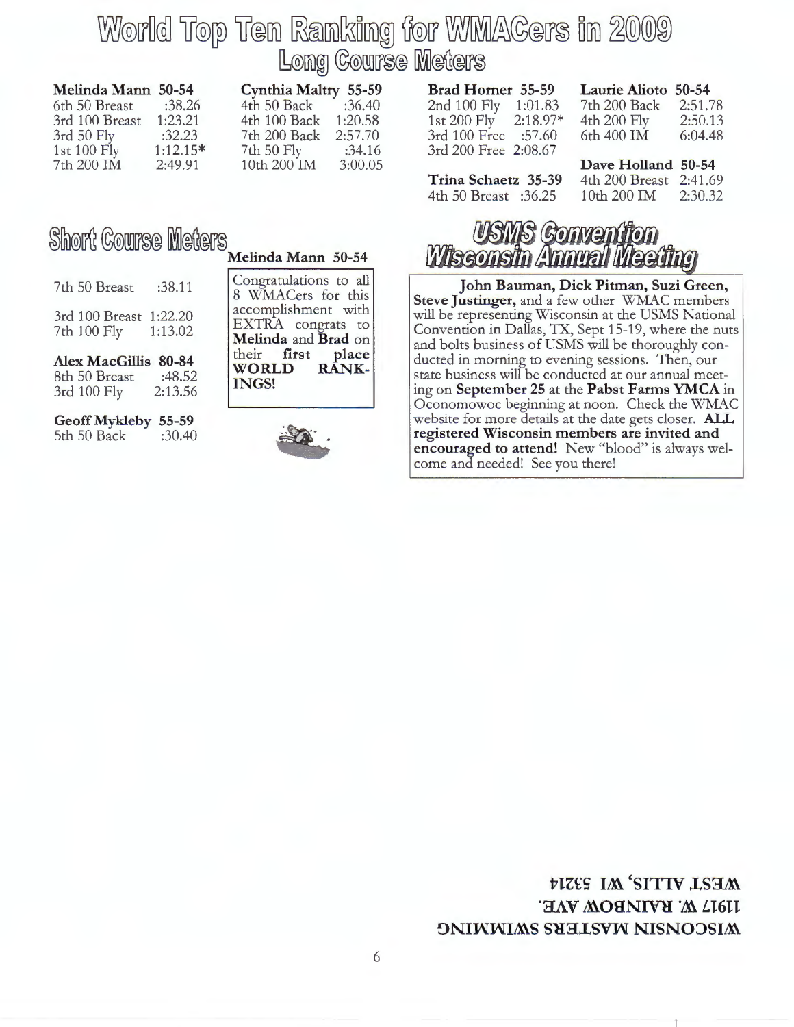# World Top Ten Ranking for WMACers in 2009

## Long Course Meters

**Melinda Mann 50-54**

| | |
|---|---|
| 6th 50 Breast | :38.26 |
| 3rd 100 Breast | 1:23.21 |
| 3rd 50 Fly | :32.23 |
| 1st 100 Fly | 1:12.15* |
| 7th 200 IM | 2:49.91 |

**Cynthia Maltry 55-59**

| | |
|---|---|
| 4th 50 Back | :36.40 |
| 4th 100 Back | 1:20.58 |
| 7th 200 Back | 2:57.70 |
| 7th 50 Fly | :34.16 |
| 10th 200 IM | 3:00.05 |

**Brad Horner 55-59**

| | |
|---|---|
| 2nd 100 Fly | 1:01.83 |
| 1st 200 Fly | 2:18.97* |
| 3rd 100 Free | :57.60 |
| 3rd 200 Free | 2:08.67 |

**Trina Schaetz 35-39**

| | |
|---|---|
| 4th 50 Breast | :36.25 |

**Laurie Alioto 50-54**

| | |
|---|---|
| 7th 200 Back | 2:51.78 |
| 4th 200 Fly | 2:50.13 |
| 6th 400 IM | 6:04.48 |

**Dave Holland 50-54**

| | |
|---|---|
| 4th 200 Breast | 2:41.69 |
| 10th 200 IM | 2:30.32 |

## Short Course Meters

**Melinda Mann 50-54**

| | |
|---|---|
| 7th 50 Breast | :38.11 |
| 3rd 100 Breast | 1:22.20 |
| 7th 100 Fly | 1:13.02 |

**Alex MacGillis 80-84**

| | |
|---|---|
| 8th 50 Breast | :48.52 |
| 3rd 100 Fly | 2:13.56 |

**Geoff Mykleby 55-59**

| | |
|---|---|
| 5th 50 Back | :30.40 |

Congratulations to all 8 WMACers for this accomplishment with EXTRA congrats to **Melinda** and **Brad** on their **first place WORLD RANKINGS!**

## USMS Convention Wisconsin Annual Meeting

**John Bauman, Dick Pitman, Suzi Green, Steve Justinger,** and a few other WMAC members will be representing Wisconsin at the USMS National Convention in Dallas, TX, Sept 15-19, where the nuts and bolts business of USMS will be thoroughly conducted in morning to evening sessions. Then, our state business will be conducted at our annual meeting on **September 25** at the **Pabst Farms YMCA** in Oconomowoc beginning at noon. Check the WMAC website for more details at the date gets closer. **ALL registered Wisconsin members are invited and encouraged to attend!** New "blood" is always welcome and needed! See you there!

WISCONSIN MASTERS SWIMMING
11917 W. RAINBOW AVE.
WEST ALLIS, WI 53214